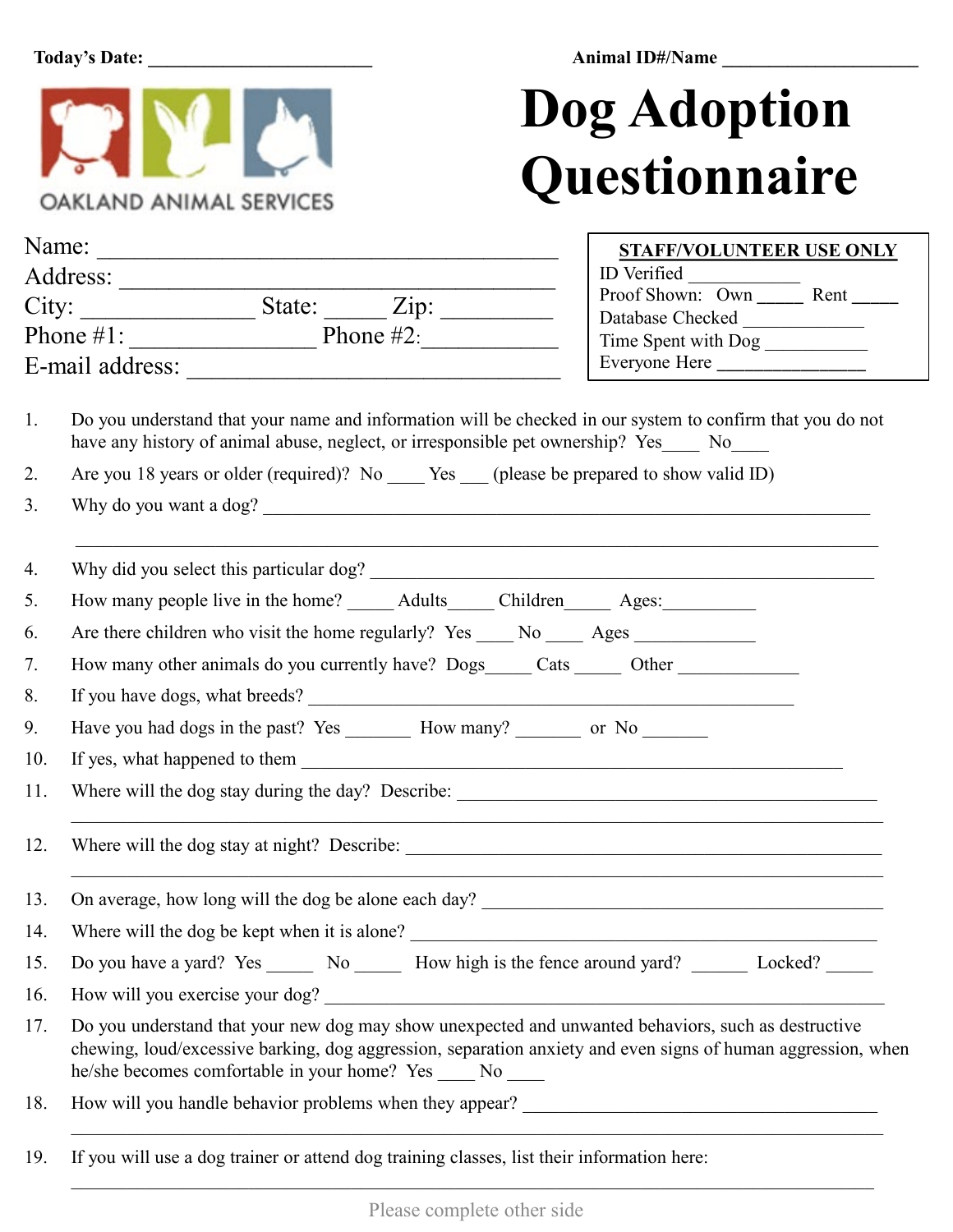**Today's Date:** ________________________ **Animal ID#/Name** ____________________

OAKLAND ANIMAL SERVICES

# Dog Adoption Questionnaire

Name: ________________________________________
Address: ______________________________________
City: _______________ State: _____ Zip: _________
Phone #1: ________________ Phone #2: ____________
E-mail address: ________________________________

**STAFF/VOLUNTEER USE ONLY**
ID Verified ___________
Proof Shown: Own _____ Rent _____
Database Checked ____________
Time Spent with Dog __________
Everyone Here _______________

1. Do you understand that your name and information will be checked in our system to confirm that you do not have any history of animal abuse, neglect, or irresponsible pet ownership? Yes____ No____
2. Are you 18 years or older (required)? No ____ Yes ___ (please be prepared to show valid ID)
3. Why do you want a dog? ________________________________________________________________

   ______________________________________________________________________________
4. Why did you select this particular dog? _________________________________________________
5. How many people live in the home? _____ Adults_____ Children_____ Ages:_________
6. Are there children who visit the home regularly? Yes ____ No ____ Ages ____________
7. How many other animals do you currently have? Dogs_____ Cats _____ Other ____________
8. If you have dogs, what breeds? _____________________________________________________
9. Have you had dogs in the past? Yes _______ How many? _______ or No _______
10. If yes, what happened to them ______________________________________________________
11. Where will the dog stay during the day? Describe: _______________________________________

    ______________________________________________________________________________
12. Where will the dog stay at night? Describe: ___________________________________________

    ______________________________________________________________________________
13. On average, how long will the dog be alone each day? ____________________________________
14. Where will the dog be kept when it is alone? __________________________________________
15. Do you have a yard? Yes _____ No _____ How high is the fence around yard? ______ Locked? _____
16. How will you exercise your dog? ____________________________________________________
17. Do you understand that your new dog may show unexpected and unwanted behaviors, such as destructive chewing, loud/excessive barking, dog aggression, separation anxiety and even signs of human aggression, when he/she becomes comfortable in your home? Yes ____ No ____
18. How will you handle behavior problems when they appear? ___________________________________

    ______________________________________________________________________________
19. If you will use a dog trainer or attend dog training classes, list their information here:

    ______________________________________________________________________________

Please complete other side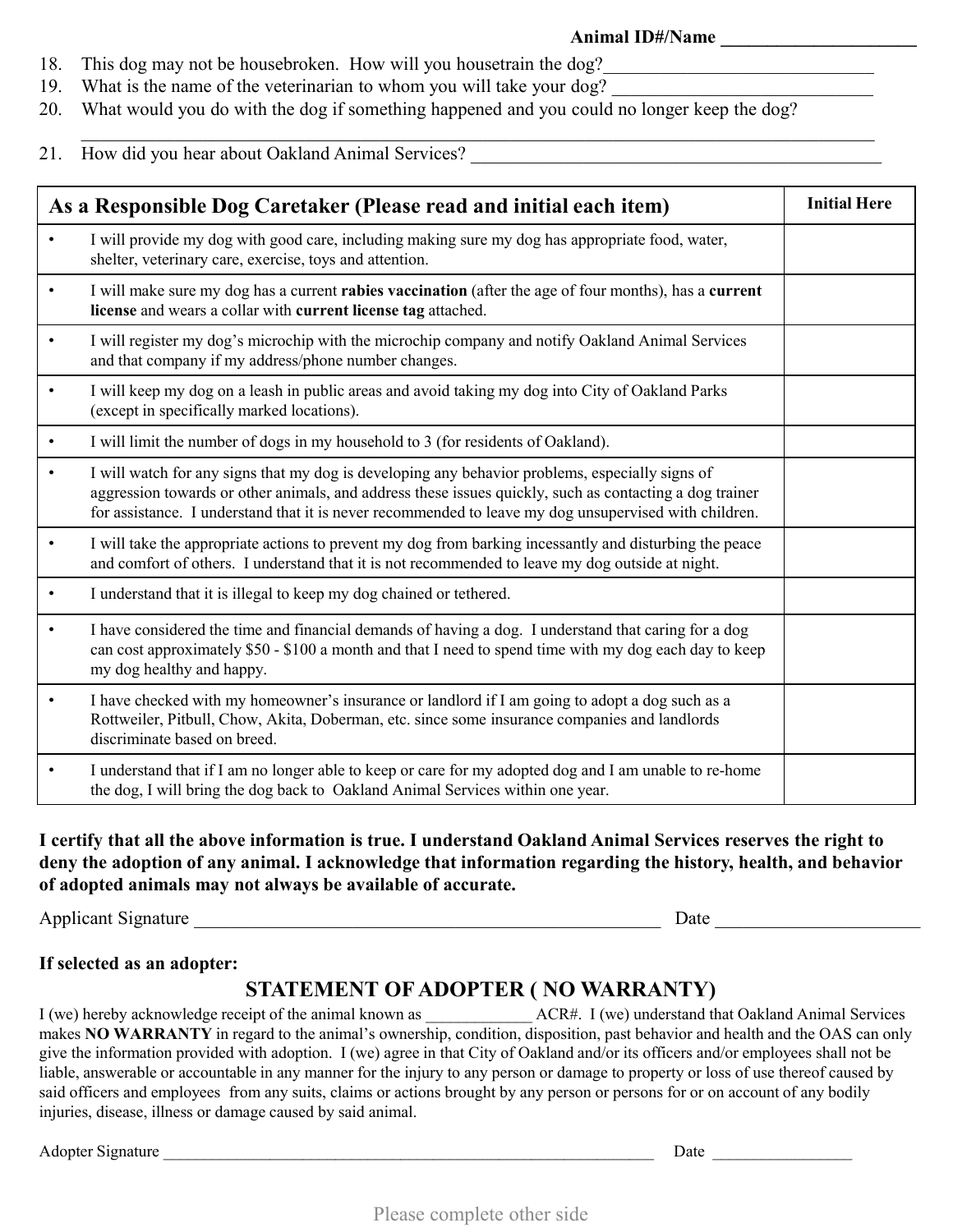**Animal ID#/Name ______________________**

18. This dog may not be housebroken. How will you housetrain the dog?______________________________
19. What is the name of the veterinarian to whom you will take your dog? _____________________________
20. What would you do with the dog if something happened and you could no longer keep the dog?
    ________________________________________________________________________________________
21. How did you hear about Oakland Animal Services? _____________________________________________

| As a Responsible Dog Caretaker (Please read and initial each item) | Initial Here |
|---|---|
| • I will provide my dog with good care, including making sure my dog has appropriate food, water, shelter, veterinary care, exercise, toys and attention. | |
| • I will make sure my dog has a current **rabies vaccination** (after the age of four months), has a **current license** and wears a collar with **current license tag** attached. | |
| • I will register my dog's microchip with the microchip company and notify Oakland Animal Services and that company if my address/phone number changes. | |
| • I will keep my dog on a leash in public areas and avoid taking my dog into City of Oakland Parks (except in specifically marked locations). | |
| • I will limit the number of dogs in my household to 3 (for residents of Oakland). | |
| • I will watch for any signs that my dog is developing any behavior problems, especially signs of aggression towards or other animals, and address these issues quickly, such as contacting a dog trainer for assistance. I understand that it is never recommended to leave my dog unsupervised with children. | |
| • I will take the appropriate actions to prevent my dog from barking incessantly and disturbing the peace and comfort of others. I understand that it is not recommended to leave my dog outside at night. | |
| • I understand that it is illegal to keep my dog chained or tethered. | |
| • I have considered the time and financial demands of having a dog. I understand that caring for a dog can cost approximately $50 - $100 a month and that I need to spend time with my dog each day to keep my dog healthy and happy. | |
| • I have checked with my homeowner's insurance or landlord if I am going to adopt a dog such as a Rottweiler, Pitbull, Chow, Akita, Doberman, etc. since some insurance companies and landlords discriminate based on breed. | |
| • I understand that if I am no longer able to keep or care for my adopted dog and I am unable to re-home the dog, I will bring the dog back to Oakland Animal Services within one year. | |

**I certify that all the above information is true. I understand Oakland Animal Services reserves the right to deny the adoption of any animal. I acknowledge that information regarding the history, health, and behavior of adopted animals may not always be available of accurate.**

Applicant Signature ____________________________________________________ Date ______________________

**If selected as an adopter:**

## STATEMENT OF ADOPTER ( NO WARRANTY)

I (we) hereby acknowledge receipt of the animal known as _____________ ACR#. I (we) understand that Oakland Animal Services makes **NO WARRANTY** in regard to the animal's ownership, condition, disposition, past behavior and health and the OAS can only give the information provided with adoption. I (we) agree in that City of Oakland and/or its officers and/or employees shall not be liable, answerable or accountable in any manner for the injury to any person or damage to property or loss of use thereof caused by said officers and employees from any suits, claims or actions brought by any person or persons for or on account of any bodily injuries, disease, illness or damage caused by said animal.

Adopter Signature ______________________________________________________________ Date _________________

Please complete other side